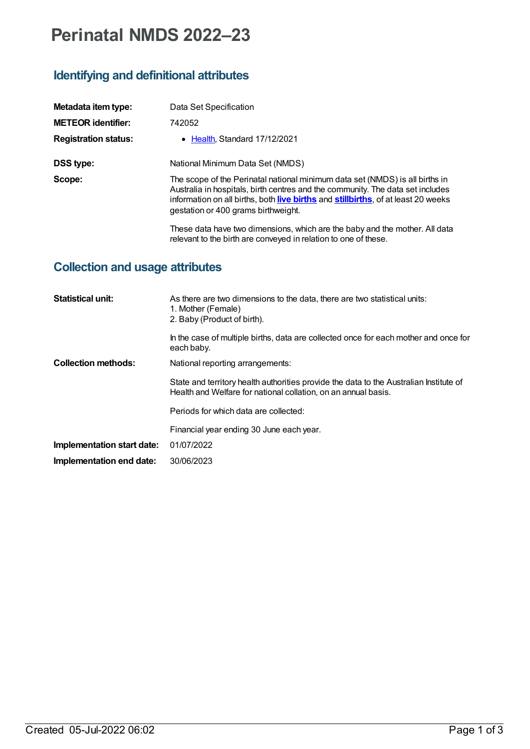# Perinatal NMDS 2022–23

## Identifying and definitional attributes

| | |
|---|---|
| **Metadata item type:** | Data Set Specification |
| **METEOR identifier:** | 742052 |
| **Registration status:** | • Health, Standard 17/12/2021 |
| **DSS type:** | National Minimum Data Set (NMDS) |
| **Scope:** | The scope of the Perinatal national minimum data set (NMDS) is all births in Australia in hospitals, birth centres and the community. The data set includes information on all births, both **live births** and **stillbirths**, of at least 20 weeks gestation or 400 grams birthweight.<br><br>These data have two dimensions, which are the baby and the mother. All data relevant to the birth are conveyed in relation to one of these. |

## Collection and usage attributes

| | |
|---|---|
| **Statistical unit:** | As there are two dimensions to the data, there are two statistical units:<br>1. Mother (Female)<br>2. Baby (Product of birth).<br><br>In the case of multiple births, data are collected once for each mother and once for each baby. |
| **Collection methods:** | National reporting arrangements:<br><br>State and territory health authorities provide the data to the Australian Institute of Health and Welfare for national collation, on an annual basis.<br><br>Periods for which data are collected:<br><br>Financial year ending 30 June each year. |
| **Implementation start date:** | 01/07/2022 |
| **Implementation end date:** | 30/06/2023 |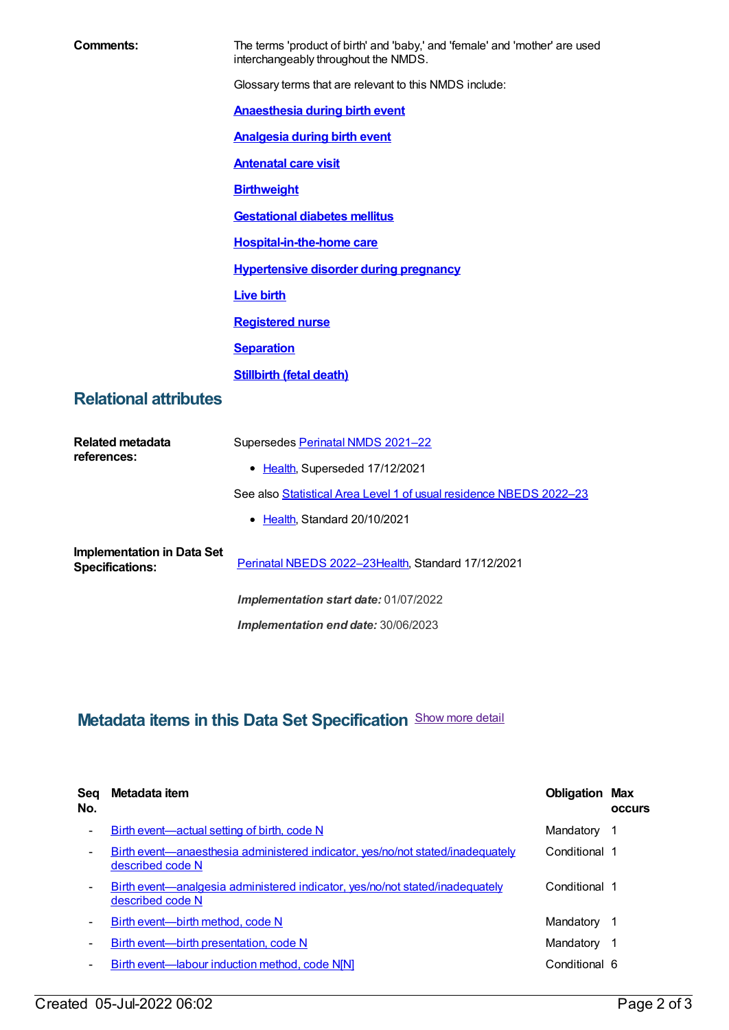**Comments:**

The terms 'product of birth' and 'baby,' and 'female' and 'mother' are used interchangeably throughout the NMDS.

Glossary terms that are relevant to this NMDS include:

**Anaesthesia during birth event**

**Analgesia during birth event**

**Antenatal care visit**

**Birthweight**

**Gestational diabetes mellitus**

**Hospital-in-the-home care**

**Hypertensive disorder during pregnancy**

**Live birth**

**Registered nurse**

**Separation**

**Stillbirth (fetal death)**

## Relational attributes

**Related metadata references:**

Supersedes Perinatal NMDS 2021–22

- Health, Superseded 17/12/2021

See also Statistical Area Level 1 of usual residence NBEDS 2022–23

- Health, Standard 20/10/2021

**Implementation in Data Set Specifications:**

Perinatal NBEDS 2022–23Health, Standard 17/12/2021

***Implementation start date:*** 01/07/2022

***Implementation end date:*** 30/06/2023

## Metadata items in this Data Set Specification

Show more detail

| Seq No. | Metadata item | Obligation | Max occurs |
|---|---|---|---|
| - | Birth event—actual setting of birth, code N | Mandatory | 1 |
| - | Birth event—anaesthesia administered indicator, yes/no/not stated/inadequately described code N | Conditional | 1 |
| - | Birth event—analgesia administered indicator, yes/no/not stated/inadequately described code N | Conditional | 1 |
| - | Birth event—birth method, code N | Mandatory | 1 |
| - | Birth event—birth presentation, code N | Mandatory | 1 |
| - | Birth event—labour induction method, code N[N] | Conditional | 6 |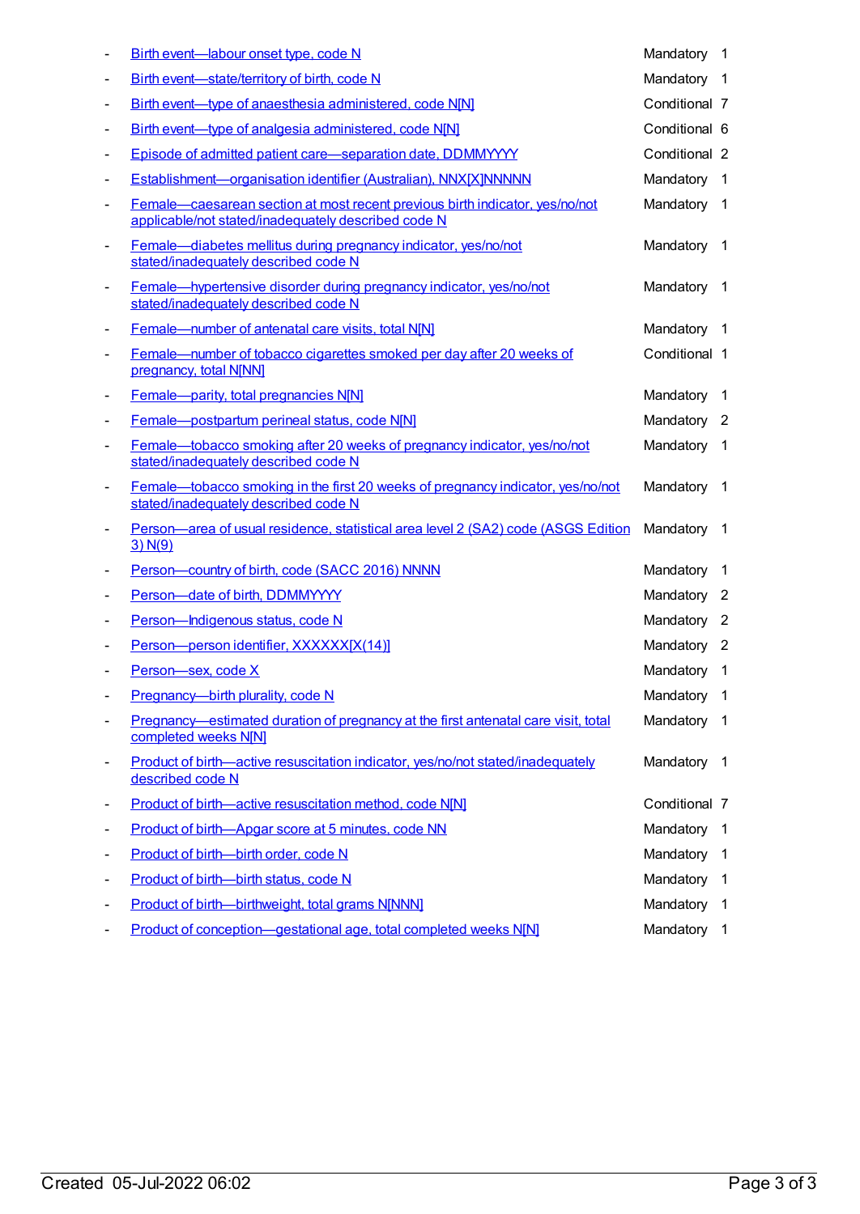- Birth event—labour onset type, code N Mandatory 1
- Birth event—state/territory of birth, code N Mandatory 1
- Birth event—type of anaesthesia administered, code N[N] Conditional 7
- Birth event—type of analgesia administered, code N[N] Conditional 6
- Episode of admitted patient care—separation date, DDMMYYYY Conditional 2
- Establishment—organisation identifier (Australian), NNX[X]NNNNN Mandatory 1
- Female—caesarean section at most recent previous birth indicator, yes/no/not applicable/not stated/inadequately described code N Mandatory 1
- Female—diabetes mellitus during pregnancy indicator, yes/no/not stated/inadequately described code N Mandatory 1
- Female—hypertensive disorder during pregnancy indicator, yes/no/not stated/inadequately described code N Mandatory 1
- Female—number of antenatal care visits, total N[N] Mandatory 1
- Female—number of tobacco cigarettes smoked per day after 20 weeks of pregnancy, total N[NN] Conditional 1
- Female—parity, total pregnancies N[N] Mandatory 1
- Female—postpartum perineal status, code N[N] Mandatory 2
- Female—tobacco smoking after 20 weeks of pregnancy indicator, yes/no/not stated/inadequately described code N Mandatory 1
- Female—tobacco smoking in the first 20 weeks of pregnancy indicator, yes/no/not stated/inadequately described code N Mandatory 1
- Person—area of usual residence, statistical area level 2 (SA2) code (ASGS Edition 3) N(9) Mandatory 1
- Person—country of birth, code (SACC 2016) NNNN Mandatory 1
- Person—date of birth, DDMMYYYY Mandatory 2
- Person—Indigenous status, code N Mandatory 2
- Person—person identifier, XXXXXX[X(14)] Mandatory 2
- Person—sex, code X Mandatory 1
- Pregnancy—birth plurality, code N Mandatory 1
- Pregnancy—estimated duration of pregnancy at the first antenatal care visit, total completed weeks N[N] Mandatory 1
- Product of birth—active resuscitation indicator, yes/no/not stated/inadequately described code N Mandatory 1
- Product of birth—active resuscitation method, code N[N] Conditional 7
- Product of birth—Apgar score at 5 minutes, code NN Mandatory 1
- Product of birth—birth order, code N Mandatory 1
- Product of birth—birth status, code N Mandatory 1
- Product of birth—birthweight, total grams N[NNN] Mandatory 1
- Product of conception—gestational age, total completed weeks N[N] Mandatory 1

Created 05-Jul-2022 06:02